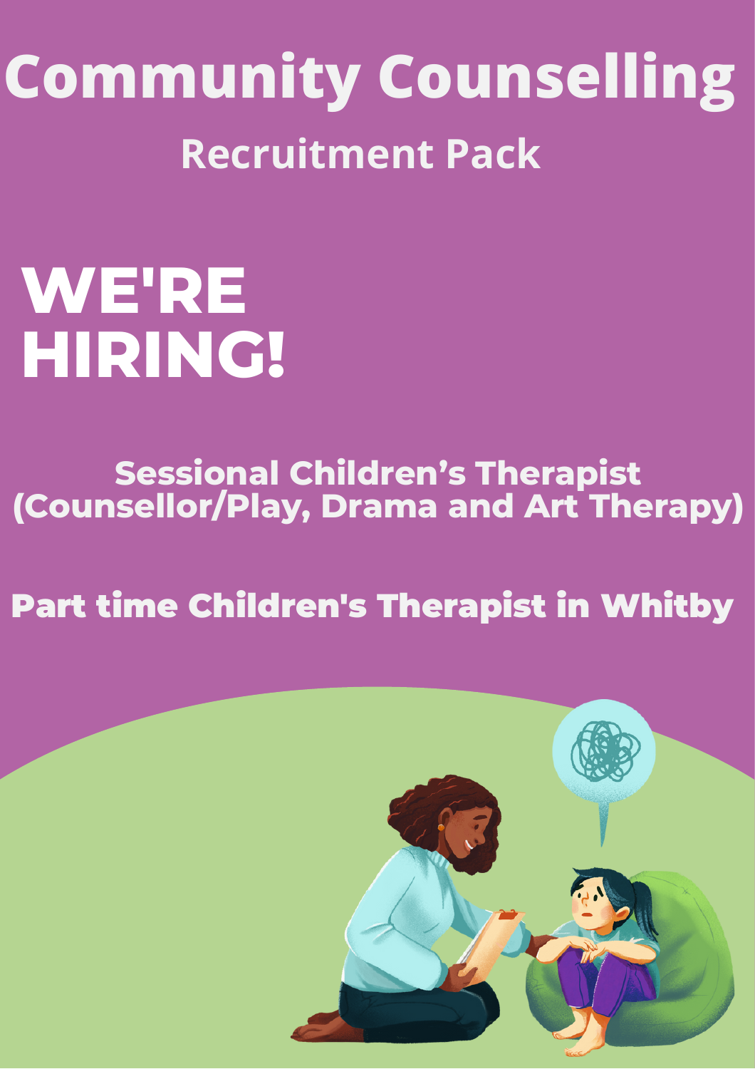# Community Counselling

## Recruitment Pack

# WE'RE HIRING!

### Sessional Children's Therapist (Counsellor/Play, Drama and Art Therapy)

### Part time Children's Therapist in Whitby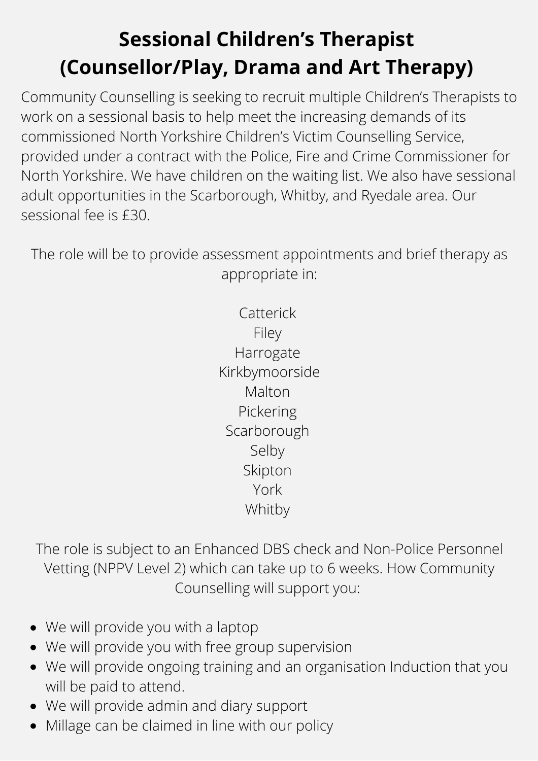# Sessional Children's Therapist (Counsellor/Play, Drama and Art Therapy)

Community Counselling is seeking to recruit multiple Children's Therapists to work on a sessional basis to help meet the increasing demands of its commissioned North Yorkshire Children's Victim Counselling Service, provided under a contract with the Police, Fire and Crime Commissioner for North Yorkshire. We have children on the waiting list. We also have sessional adult opportunities in the Scarborough, Whitby, and Ryedale area. Our sessional fee is £30.

The role will be to provide assessment appointments and brief therapy as appropriate in:

Catterick
Filey
Harrogate
Kirkbymoorside
Malton
Pickering
Scarborough
Selby
Skipton
York
Whitby

The role is subject to an Enhanced DBS check and Non-Police Personnel Vetting (NPPV Level 2) which can take up to 6 weeks. How Community Counselling will support you:

- We will provide you with a laptop
- We will provide you with free group supervision
- We will provide ongoing training and an organisation Induction that you will be paid to attend.
- We will provide admin and diary support
- Millage can be claimed in line with our policy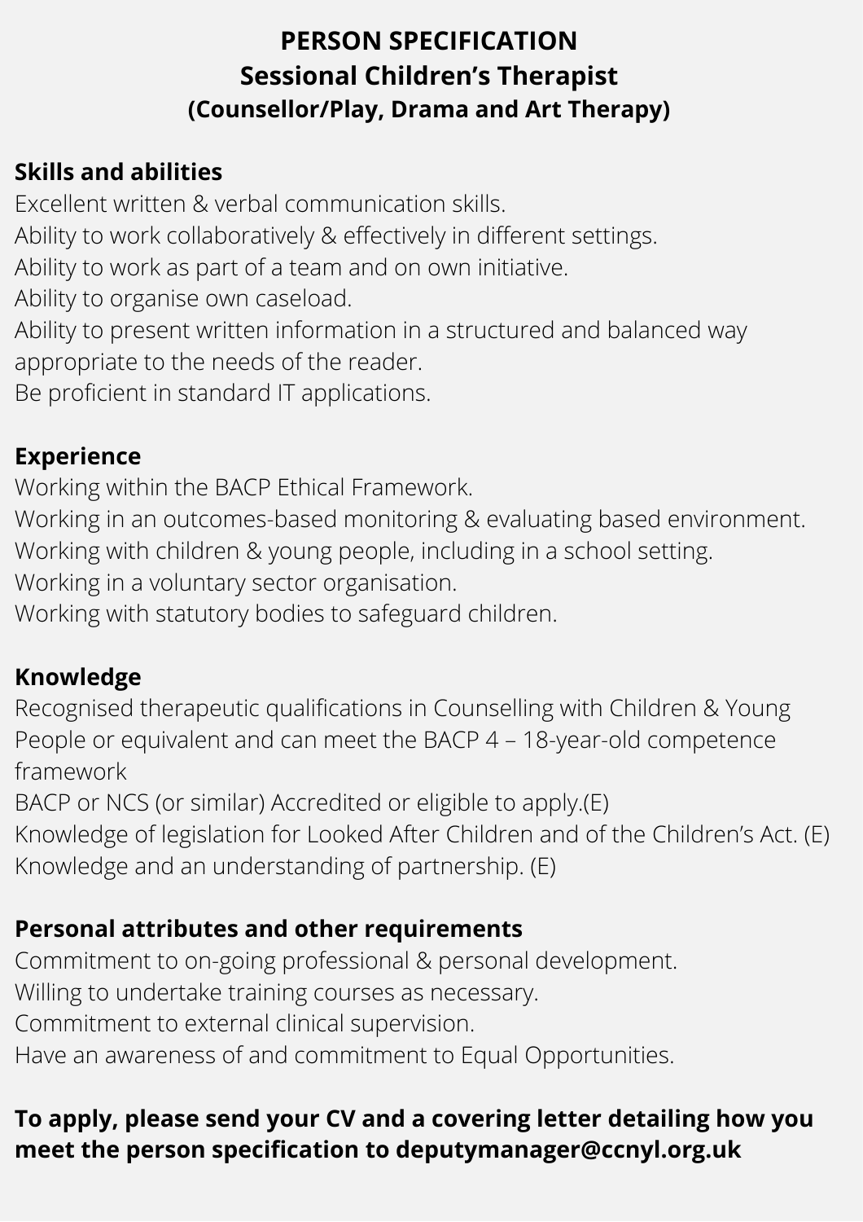# PERSON SPECIFICATION
## Sessional Children's Therapist
### (Counsellor/Play, Drama and Art Therapy)

**Skills and abilities**

Excellent written & verbal communication skills.
Ability to work collaboratively & effectively in different settings.
Ability to work as part of a team and on own initiative.
Ability to organise own caseload.
Ability to present written information in a structured and balanced way appropriate to the needs of the reader.
Be proficient in standard IT applications.

**Experience**

Working within the BACP Ethical Framework.
Working in an outcomes-based monitoring & evaluating based environment.
Working with children & young people, including in a school setting.
Working in a voluntary sector organisation.
Working with statutory bodies to safeguard children.

**Knowledge**

Recognised therapeutic qualifications in Counselling with Children & Young People or equivalent and can meet the BACP 4 – 18-year-old competence framework
BACP or NCS (or similar) Accredited or eligible to apply.(E)
Knowledge of legislation for Looked After Children and of the Children's Act. (E)
Knowledge and an understanding of partnership. (E)

**Personal attributes and other requirements**

Commitment to on-going professional & personal development.
Willing to undertake training courses as necessary.
Commitment to external clinical supervision.
Have an awareness of and commitment to Equal Opportunities.

**To apply, please send your CV and a covering letter detailing how you meet the person specification to deputymanager@ccnyl.org.uk**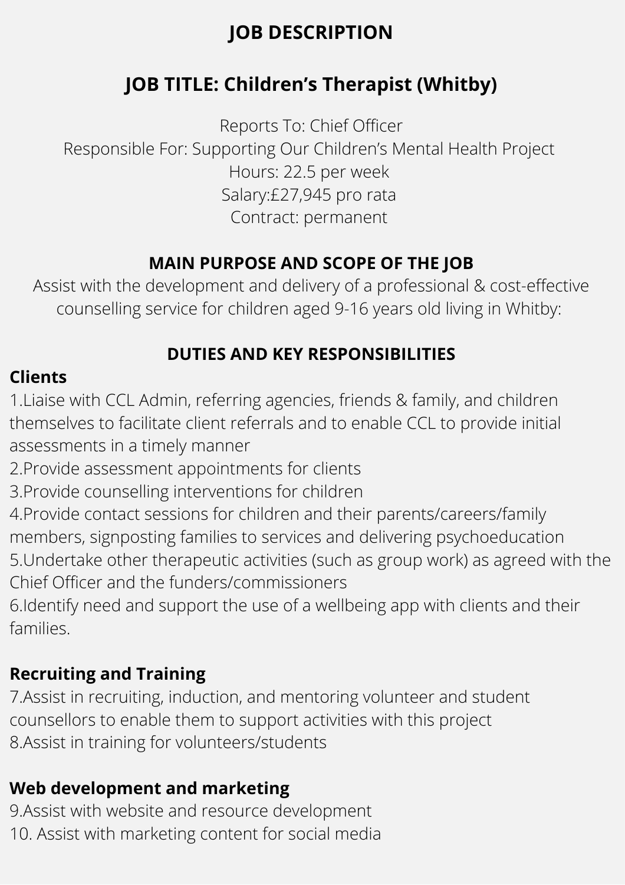# JOB DESCRIPTION

## JOB TITLE: Children's Therapist (Whitby)

Reports To: Chief Officer
Responsible For: Supporting Our Children's Mental Health Project
Hours: 22.5 per week
Salary:£27,945 pro rata
Contract: permanent

### MAIN PURPOSE AND SCOPE OF THE JOB

Assist with the development and delivery of a professional & cost-effective counselling service for children aged 9-16 years old living in Whitby:

### DUTIES AND KEY RESPONSIBILITIES

**Clients**

1.Liaise with CCL Admin, referring agencies, friends & family, and children themselves to facilitate client referrals and to enable CCL to provide initial assessments in a timely manner
2.Provide assessment appointments for clients
3.Provide counselling interventions for children
4.Provide contact sessions for children and their parents/careers/family members, signposting families to services and delivering psychoeducation
5.Undertake other therapeutic activities (such as group work) as agreed with the Chief Officer and the funders/commissioners
6.Identify need and support the use of a wellbeing app with clients and their families.

**Recruiting and Training**

7.Assist in recruiting, induction, and mentoring volunteer and student counsellors to enable them to support activities with this project
8.Assist in training for volunteers/students

**Web development and marketing**

9.Assist with website and resource development
10. Assist with marketing content for social media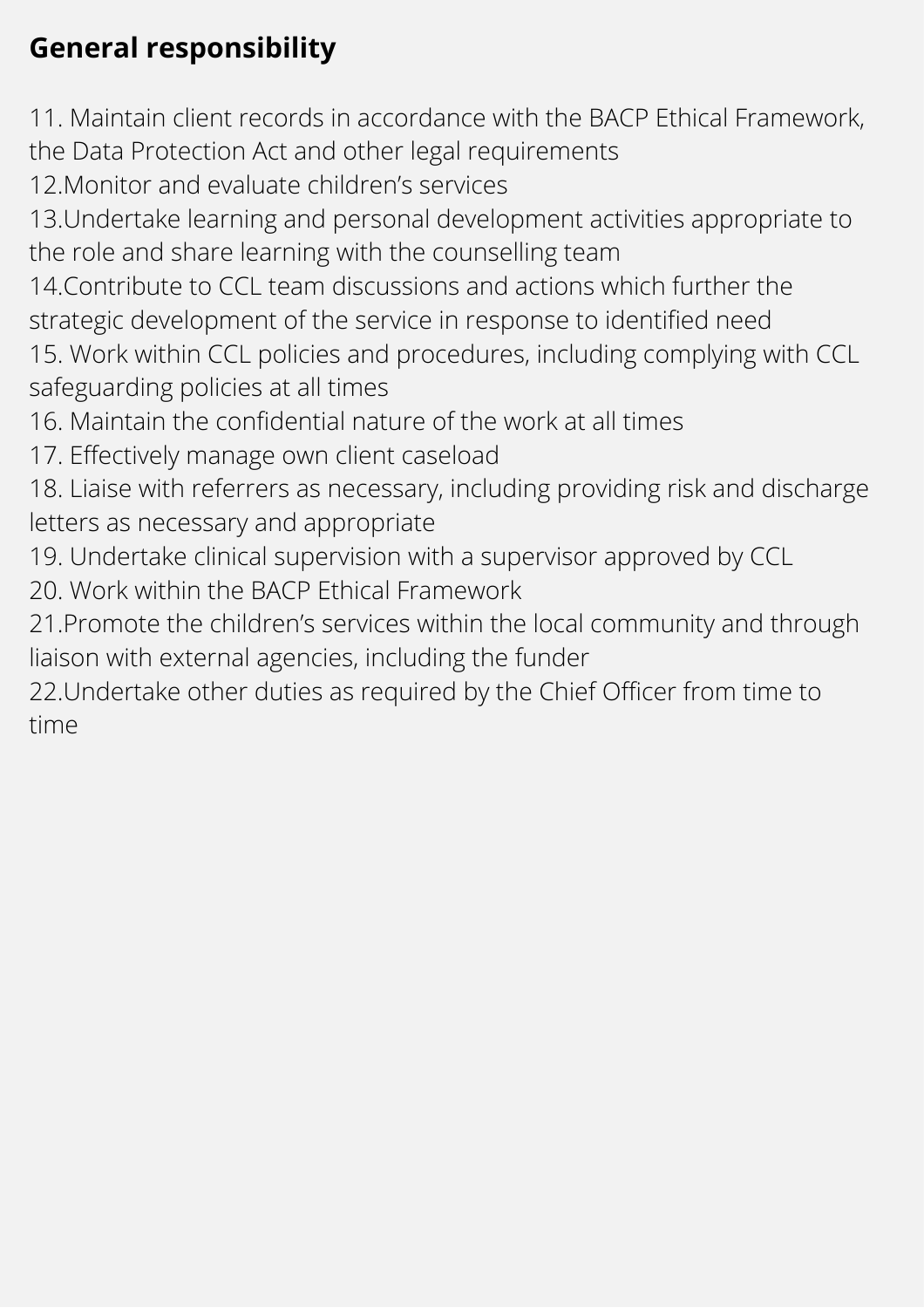## General responsibility

11. Maintain client records in accordance with the BACP Ethical Framework, the Data Protection Act and other legal requirements
12. Monitor and evaluate children's services
13. Undertake learning and personal development activities appropriate to the role and share learning with the counselling team
14. Contribute to CCL team discussions and actions which further the strategic development of the service in response to identified need
15. Work within CCL policies and procedures, including complying with CCL safeguarding policies at all times
16. Maintain the confidential nature of the work at all times
17. Effectively manage own client caseload
18. Liaise with referrers as necessary, including providing risk and discharge letters as necessary and appropriate
19. Undertake clinical supervision with a supervisor approved by CCL
20. Work within the BACP Ethical Framework
21. Promote the children's services within the local community and through liaison with external agencies, including the funder
22. Undertake other duties as required by the Chief Officer from time to time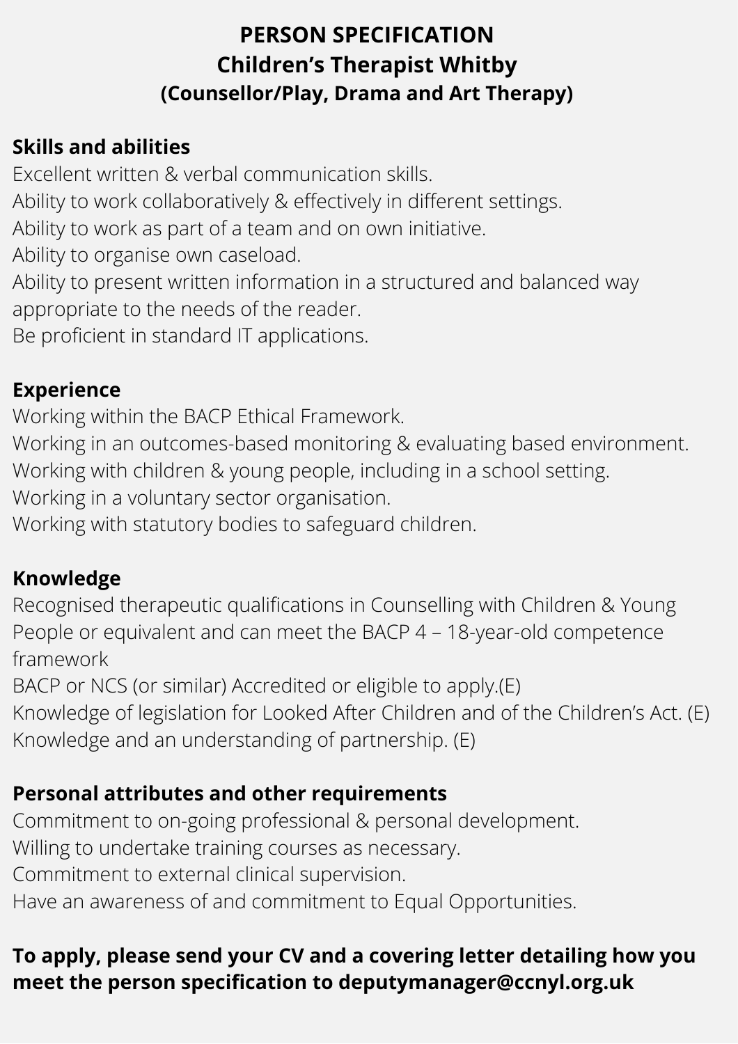# PERSON SPECIFICATION
# Children's Therapist Whitby
# (Counsellor/Play, Drama and Art Therapy)

## Skills and abilities

Excellent written & verbal communication skills.
Ability to work collaboratively & effectively in different settings.
Ability to work as part of a team and on own initiative.
Ability to organise own caseload.
Ability to present written information in a structured and balanced way appropriate to the needs of the reader.
Be proficient in standard IT applications.

## Experience

Working within the BACP Ethical Framework.
Working in an outcomes-based monitoring & evaluating based environment.
Working with children & young people, including in a school setting.
Working in a voluntary sector organisation.
Working with statutory bodies to safeguard children.

## Knowledge

Recognised therapeutic qualifications in Counselling with Children & Young People or equivalent and can meet the BACP 4 – 18-year-old competence framework
BACP or NCS (or similar) Accredited or eligible to apply.(E)
Knowledge of legislation for Looked After Children and of the Children's Act. (E)
Knowledge and an understanding of partnership. (E)

## Personal attributes and other requirements

Commitment to on-going professional & personal development.
Willing to undertake training courses as necessary.
Commitment to external clinical supervision.
Have an awareness of and commitment to Equal Opportunities.

**To apply, please send your CV and a covering letter detailing how you meet the person specification to deputymanager@ccnyl.org.uk**